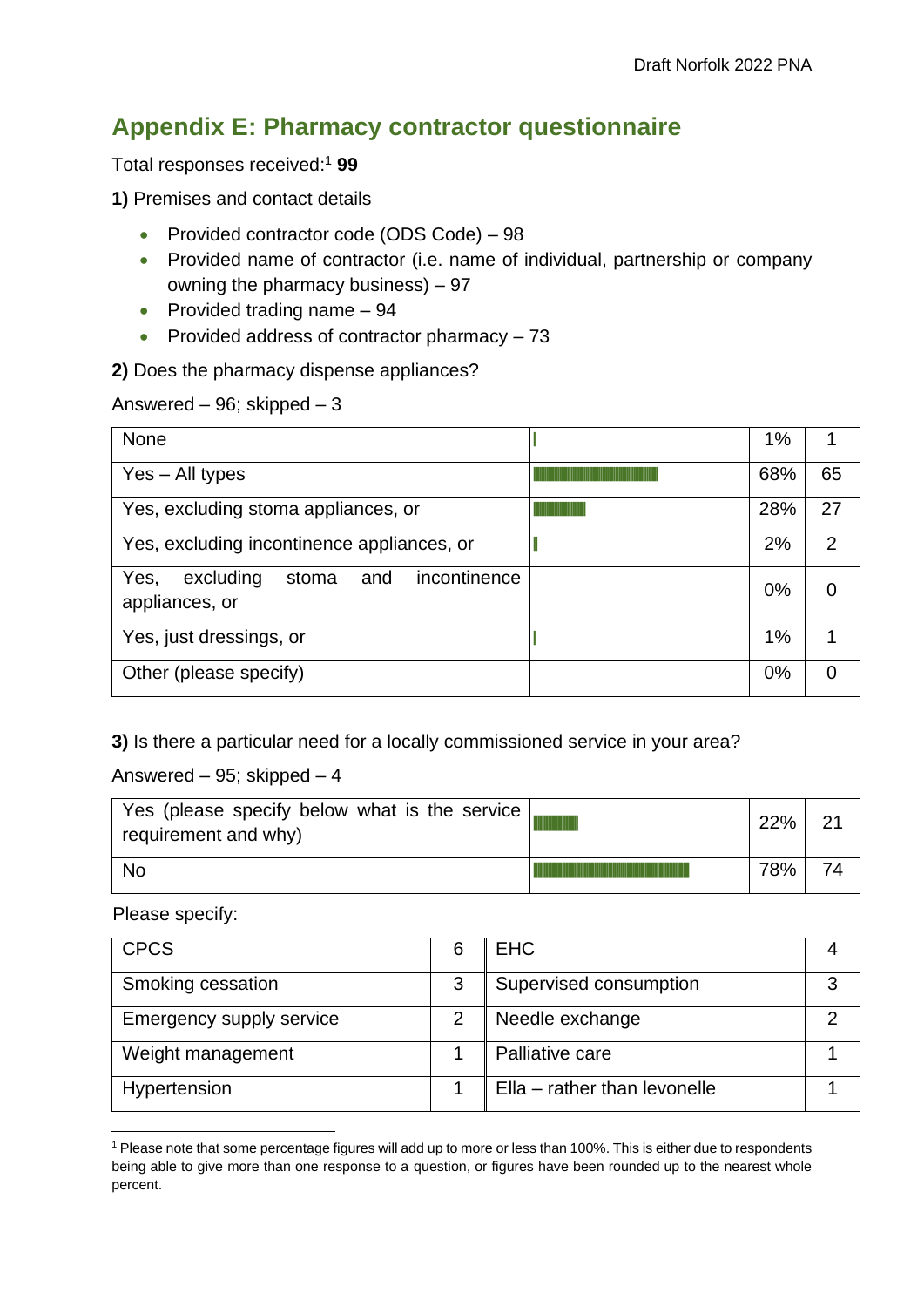## Appendix E: Pharmacy contractor questionnaire

Total responses received:[1] **99**

**1)** Premises and contact details

- Provided contractor code (ODS Code) – 98
- Provided name of contractor (i.e. name of individual, partnership or company owning the pharmacy business) – 97
- Provided trading name – 94
- Provided address of contractor pharmacy – 73

**2)** Does the pharmacy dispense appliances?

Answered – 96; skipped – 3

| | | | |
|---|---|---|---|
| None | | 1% | 1 |
| Yes – All types | | 68% | 65 |
| Yes, excluding stoma appliances, or | | 28% | 27 |
| Yes, excluding incontinence appliances, or | | 2% | 2 |
| Yes, excluding stoma and incontinence appliances, or | | 0% | 0 |
| Yes, just dressings, or | | 1% | 1 |
| Other (please specify) | | 0% | 0 |

**3)** Is there a particular need for a locally commissioned service in your area?

Answered – 95; skipped – 4

| | | | |
|---|---|---|---|
| Yes (please specify below what is the service requirement and why) | | 22% | 21 |
| No | | 78% | 74 |

Please specify:

| | | | |
|---|---|---|---|
| CPCS | 6 | EHC | 4 |
| Smoking cessation | 3 | Supervised consumption | 3 |
| Emergency supply service | 2 | Needle exchange | 2 |
| Weight management | 1 | Palliative care | 1 |
| Hypertension | 1 | Ella – rather than levonelle | 1 |

[1] Please note that some percentage figures will add up to more or less than 100%. This is either due to respondents being able to give more than one response to a question, or figures have been rounded up to the nearest whole percent.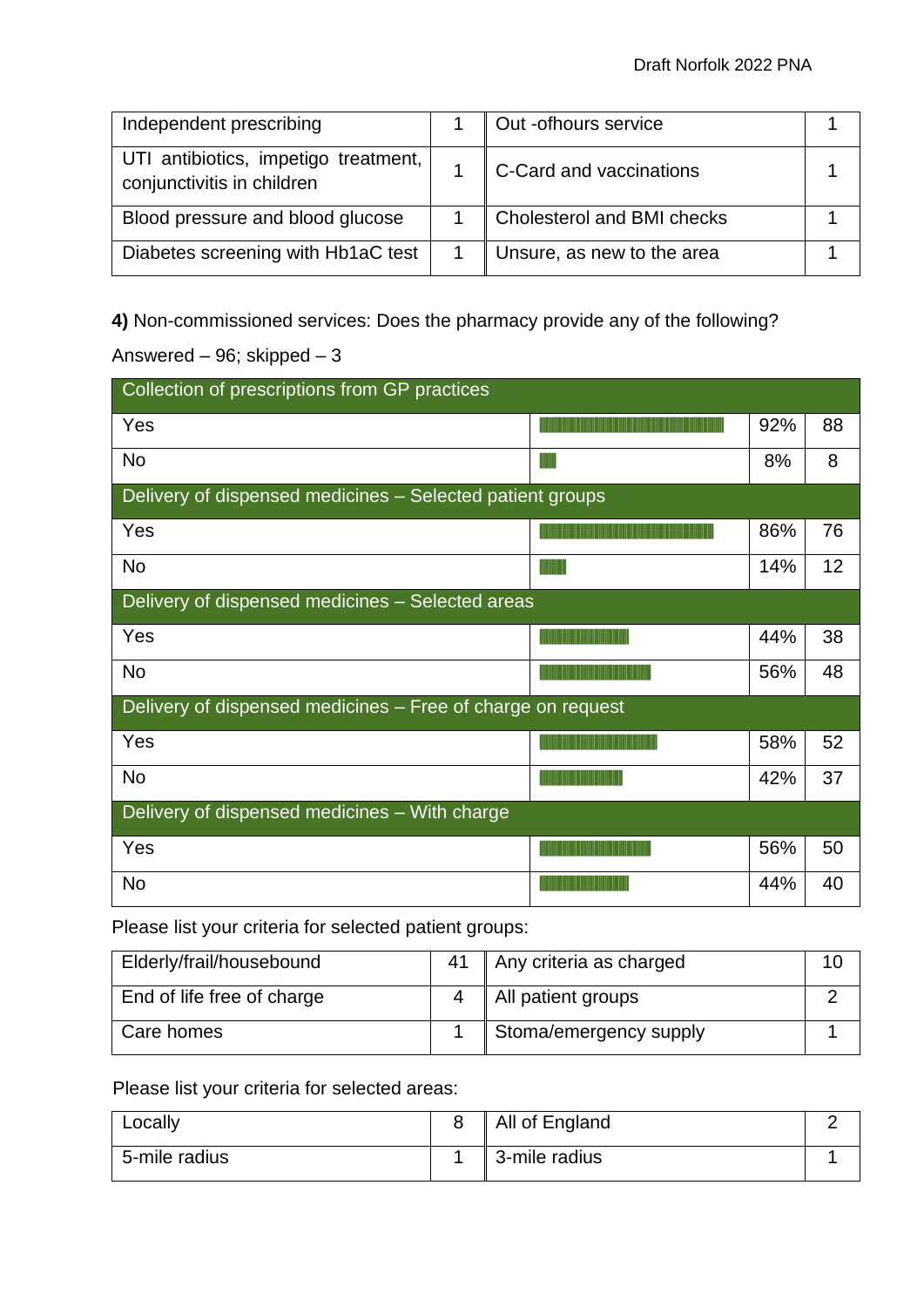| Independent prescribing | 1 | Out -ofhours service | 1 |
|---|---|---|---|
| UTI antibiotics, impetigo treatment, conjunctivitis in children | 1 | C-Card and vaccinations | 1 |
| Blood pressure and blood glucose | 1 | Cholesterol and BMI checks | 1 |
| Diabetes screening with Hb1aC test | 1 | Unsure, as new to the area | 1 |

**4)** Non-commissioned services: Does the pharmacy provide any of the following?

Answered – 96; skipped – 3

| Collection of prescriptions from GP practices | | | |
|---|---|---|---|
| Yes | | 92% | 88 |
| No | | 8% | 8 |
| **Delivery of dispensed medicines – Selected patient groups** | | | |
| Yes | | 86% | 76 |
| No | | 14% | 12 |
| **Delivery of dispensed medicines – Selected areas** | | | |
| Yes | | 44% | 38 |
| No | | 56% | 48 |
| **Delivery of dispensed medicines – Free of charge on request** | | | |
| Yes | | 58% | 52 |
| No | | 42% | 37 |
| **Delivery of dispensed medicines – With charge** | | | |
| Yes | | 56% | 50 |
| No | | 44% | 40 |

Please list your criteria for selected patient groups:

| Elderly/frail/housebound | 41 | Any criteria as charged | 10 |
|---|---|---|---|
| End of life free of charge | 4 | All patient groups | 2 |
| Care homes | 1 | Stoma/emergency supply | 1 |

Please list your criteria for selected areas:

| Locally | 8 | All of England | 2 |
|---|---|---|---|
| 5-mile radius | 1 | 3-mile radius | 1 |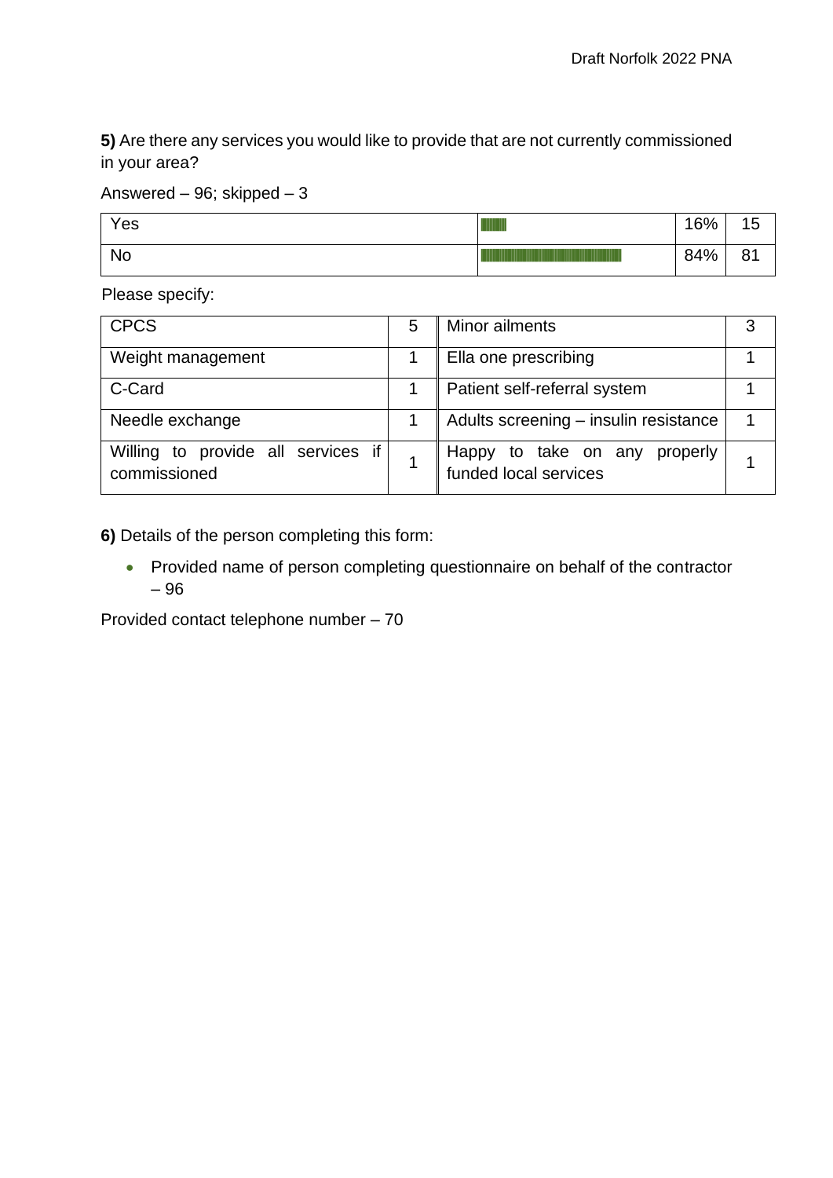**5)** Are there any services you would like to provide that are not currently commissioned in your area?

Answered – 96; skipped – 3

| | | | |
|---|---|---|---|
| Yes | | 16% | 15 |
| No | | 84% | 81 |

Please specify:

| | | | |
|---|---|---|---|
| CPCS | 5 | Minor ailments | 3 |
| Weight management | 1 | Ella one prescribing | 1 |
| C-Card | 1 | Patient self-referral system | 1 |
| Needle exchange | 1 | Adults screening – insulin resistance | 1 |
| Willing to provide all services if commissioned | 1 | Happy to take on any properly funded local services | 1 |

**6)** Details of the person completing this form:

- Provided name of person completing questionnaire on behalf of the contractor – 96

Provided contact telephone number – 70